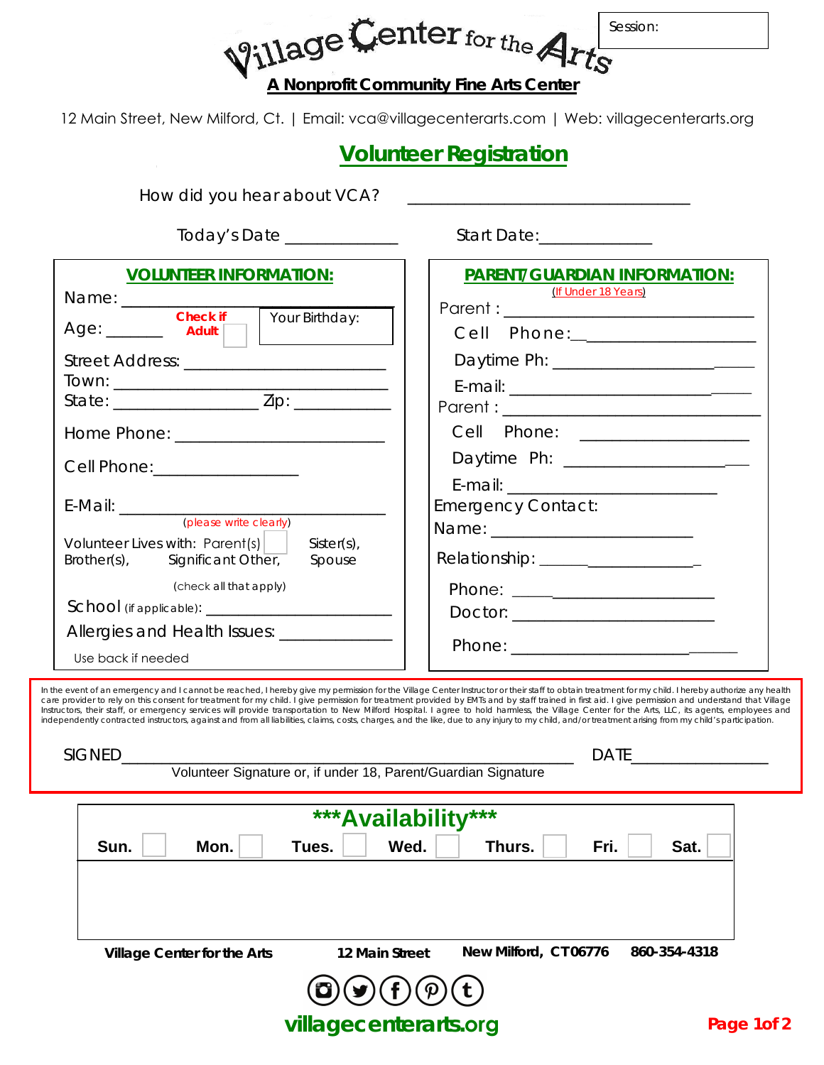Session:

# Village Center for the Arts

**A Nonprofit Community Fine Arts Center**

12 Main Street, New Milford, Ct. | Email: vca@villagecenterarts.com | Web: villagecenterarts.org

## Volunteer Registration

How did you hear about VCA? ______________________________

Today's Date ____________ Start Date: ____________

### VOLUNTEER INFORMATION:

Name: ______________________________

Age: ______ Check if Adult ☐ Your Birthday:

Street Address: ______________________

Town: ______________________________

State: ______________ Zip: __________

Home Phone: ______________________

Cell Phone: ________________

E-Mail: ______________________________
(please write clearly)

Volunteer Lives with: Parent(s) ☐ Sister(s), Brother(s), Significant Other, Spouse

(check all that apply)

School (if applicable): ______________________

Allergies and Health Issues: ____________

Use back if needed

### PARENT/GUARDIAN INFORMATION:

(If Under 18 Years)

Parent : ______________________________

Cell Phone: ____________________

Daytime Ph: ____________________

E-mail: ________________________

Parent : ______________________________

Cell Phone: ____________________

Daytime Ph: ____________________

E-mail: ________________________

Emergency Contact:

Name: ______________________

Relationship: ________________

Phone: ____________________

Doctor: ____________________

Phone: ____________________

In the event of an emergency and I cannot be reached, I hereby give my permission for the Village Center Instructor or their staff to obtain treatment for my child. I hereby authorize any health care provider to rely on this consent for treatment for my child. I give permission for treatment provided by EMTs and by staff trained in first aid. I give permission and understand that Village Instructors, their staff, or emergency services will provide transportation to New Milford Hospital. I agree to hold harmless, the Village Center for the Arts, LLC, its agents, employees and independently contracted instructors, against and from all liabilities, claims, costs, charges, and the like, due to any injury to my child, and/or treatment arising from my child's participation.

SIGNED ______________________________________________ DATE ______________
Volunteer Signature or, if under 18, Parent/Guardian Signature

### ***Availability***

| Sun. ☐ | Mon. ☐ | Tues. ☐ | Wed. ☐ | Thurs. ☐ | Fri. ☐ | Sat. ☐ |
|---|---|---|---|---|---|---|
| | | | | | | |

**Village Center for the Arts** **12 Main Street** **New Milford, CT 06776** **860-354-4318**

**villagecenterarts.org**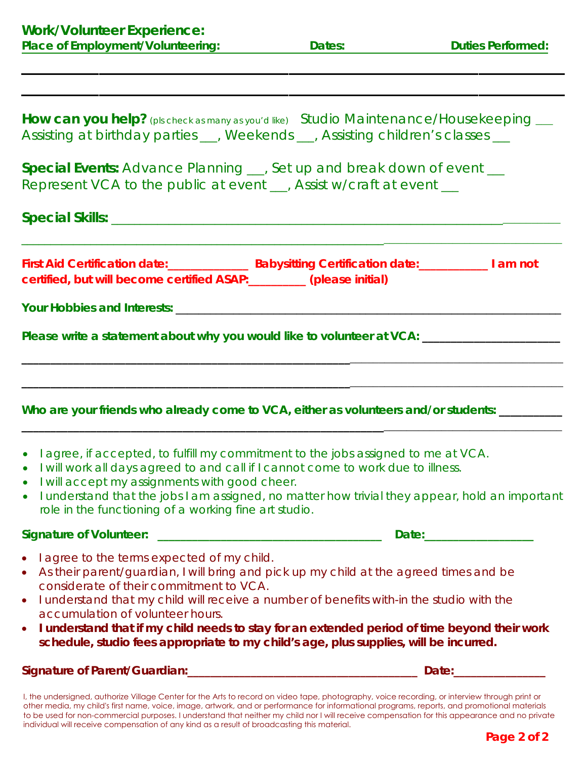**Work/Volunteer Experience:**

**Place of Employment/Volunteering:** **Dates:** **Duties Performed:**

______________________________________________________________________________

______________________________________________________________________________

**How can you help?** (pls check as many as you'd like) Studio Maintenance/Housekeeping ___ Assisting at birthday parties ___, Weekends ___, Assisting children's classes ___

**Special Events:** Advance Planning ___, Set up and break down of event ___ Represent VCA to the public at event ___, Assist w/craft at event ___

**Special Skills:** ______________________________________________________________

______________________________________________________________________________

**First Aid Certification date:**_____________ **Babysitting Certification date:**___________ **I am not certified, but will become certified ASAP:**_________ **(please initial)**

**Your Hobbies and Interests:** _______________________________________________________

**Please write a statement about why you would like to volunteer at VCA:** ____________________

______________________________________________________________________________

______________________________________________________________________________

**Who are your friends who already come to VCA, either as volunteers and/or students:** __________

______________________________________________________________________________

- I agree, if accepted, to fulfill my commitment to the jobs assigned to me at VCA.
- I will work all days agreed to and call if I cannot come to work due to illness.
- I will accept my assignments with good cheer.
- I understand that the jobs I am assigned, no matter how trivial they appear, hold an important role in the functioning of a working fine art studio.

**Signature of Volunteer:** ____________________________________ **Date:**________________

- I agree to the terms expected of my child.
- As their parent/guardian, I will bring and pick up my child at the agreed times and be considerate of their commitment to VCA.
- I understand that my child will receive a number of benefits with-in the studio with the accumulation of volunteer hours.
- **I understand that if my child needs to stay for an extended period of time beyond their work schedule, studio fees appropriate to my child's age, plus supplies, will be incurred.**

**Signature of Parent/Guardian:**____________________________________ **Date:**______________

I, the undersigned, authorize Village Center for the Arts to record on video tape, photography, voice recording, or interview through print or other media, my child's first name, voice, image, artwork, and or performance for informational programs, reports, and promotional materials to be used for non-commercial purposes. I understand that neither my child nor I will receive compensation for this appearance and no private individual will receive compensation of any kind as a result of broadcasting this material.